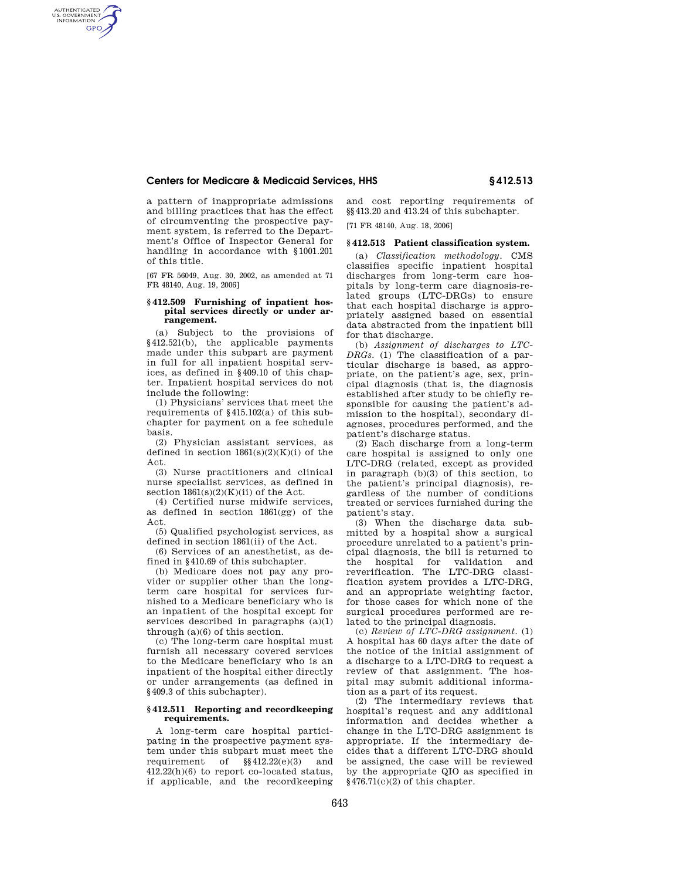a pattern of inappropriate admissions and billing practices that has the effect of circumventing the prospective payment system, is referred to the Department's Office of Inspector General for handling in accordance with §1001.201 of this title.

[67 FR 56049, Aug. 30, 2002, as amended at 71 FR 48140, Aug. 19, 2006]

### §412.509 Furnishing of inpatient hospital services directly or under arrangement.

(a) Subject to the provisions of §412.521(b), the applicable payments made under this subpart are payment in full for all inpatient hospital services, as defined in §409.10 of this chapter. Inpatient hospital services do not include the following:

(1) Physicians' services that meet the requirements of §415.102(a) of this subchapter for payment on a fee schedule basis.

(2) Physician assistant services, as defined in section 1861(s)(2)(K)(i) of the Act.

(3) Nurse practitioners and clinical nurse specialist services, as defined in section 1861(s)(2)(K)(ii) of the Act.

(4) Certified nurse midwife services, as defined in section 1861(gg) of the Act.

(5) Qualified psychologist services, as defined in section 1861(ii) of the Act.

(6) Services of an anesthetist, as defined in §410.69 of this subchapter.

(b) Medicare does not pay any provider or supplier other than the long-term care hospital for services furnished to a Medicare beneficiary who is an inpatient of the hospital except for services described in paragraphs (a)(1) through (a)(6) of this section.

(c) The long-term care hospital must furnish all necessary covered services to the Medicare beneficiary who is an inpatient of the hospital either directly or under arrangements (as defined in §409.3 of this subchapter).

### §412.511 Reporting and recordkeeping requirements.

A long-term care hospital participating in the prospective payment system under this subpart must meet the requirement of §§412.22(e)(3) and 412.22(h)(6) to report co-located status, if applicable, and the recordkeeping and cost reporting requirements of §§413.20 and 413.24 of this subchapter.

[71 FR 48140, Aug. 18, 2006]

### §412.513 Patient classification system.

(a) *Classification methodology.* CMS classifies specific inpatient hospital discharges from long-term care hospitals by long-term care diagnosis-related groups (LTC-DRGs) to ensure that each hospital discharge is appropriately assigned based on essential data abstracted from the inpatient bill for that discharge.

(b) *Assignment of discharges to LTC-DRGs.* (1) The classification of a particular discharge is based, as appropriate, on the patient's age, sex, principal diagnosis (that is, the diagnosis established after study to be chiefly responsible for causing the patient's admission to the hospital), secondary diagnoses, procedures performed, and the patient's discharge status.

(2) Each discharge from a long-term care hospital is assigned to only one LTC-DRG (related, except as provided in paragraph (b)(3) of this section, to the patient's principal diagnosis), regardless of the number of conditions treated or services furnished during the patient's stay.

(3) When the discharge data submitted by a hospital show a surgical procedure unrelated to a patient's principal diagnosis, the bill is returned to the hospital for validation and reverification. The LTC-DRG classification system provides a LTC-DRG, and an appropriate weighting factor, for those cases for which none of the surgical procedures performed are related to the principal diagnosis.

(c) *Review of LTC-DRG assignment.* (1) A hospital has 60 days after the date of the notice of the initial assignment of a discharge to a LTC-DRG to request a review of that assignment. The hospital may submit additional information as a part of its request.

(2) The intermediary reviews that hospital's request and any additional information and decides whether a change in the LTC-DRG assignment is appropriate. If the intermediary decides that a different LTC-DRG should be assigned, the case will be reviewed by the appropriate QIO as specified in §476.71(c)(2) of this chapter.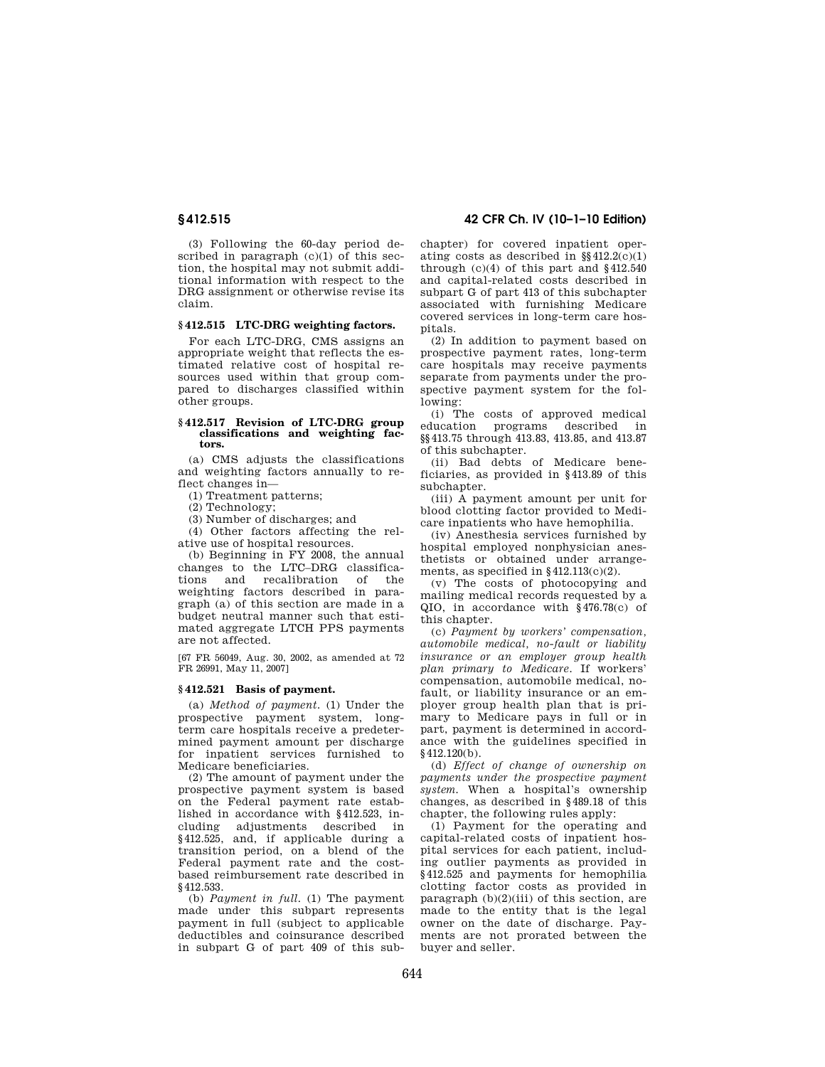(3) Following the 60-day period described in paragraph (c)(1) of this section, the hospital may not submit additional information with respect to the DRG assignment or otherwise revise its claim.

## § 412.515 LTC-DRG weighting factors.

For each LTC-DRG, CMS assigns an appropriate weight that reflects the estimated relative cost of hospital resources used within that group compared to discharges classified within other groups.

## § 412.517 Revision of LTC-DRG group classifications and weighting factors.

(a) CMS adjusts the classifications and weighting factors annually to reflect changes in—

(1) Treatment patterns;

(2) Technology;

(3) Number of discharges; and

(4) Other factors affecting the relative use of hospital resources.

(b) Beginning in FY 2008, the annual changes to the LTC–DRG classifications and recalibration of the weighting factors described in paragraph (a) of this section are made in a budget neutral manner such that estimated aggregate LTCH PPS payments are not affected.

[67 FR 56049, Aug. 30, 2002, as amended at 72 FR 26991, May 11, 2007]

## § 412.521 Basis of payment.

(a) *Method of payment.* (1) Under the prospective payment system, long-term care hospitals receive a predetermined payment amount per discharge for inpatient services furnished to Medicare beneficiaries.

(2) The amount of payment under the prospective payment system is based on the Federal payment rate established in accordance with § 412.523, including adjustments described in § 412.525, and, if applicable during a transition period, on a blend of the Federal payment rate and the cost-based reimbursement rate described in § 412.533.

(b) *Payment in full.* (1) The payment made under this subpart represents payment in full (subject to applicable deductibles and coinsurance described in subpart G of part 409 of this subchapter) for covered inpatient operating costs as described in §§ 412.2(c)(1) through (c)(4) of this part and § 412.540 and capital-related costs described in subpart G of part 413 of this subchapter associated with furnishing Medicare covered services in long-term care hospitals.

(2) In addition to payment based on prospective payment rates, long-term care hospitals may receive payments separate from payments under the prospective payment system for the following:

(i) The costs of approved medical education programs described in §§ 413.75 through 413.83, 413.85, and 413.87 of this subchapter.

(ii) Bad debts of Medicare beneficiaries, as provided in § 413.89 of this subchapter.

(iii) A payment amount per unit for blood clotting factor provided to Medicare inpatients who have hemophilia.

(iv) Anesthesia services furnished by hospital employed nonphysician anesthetists or obtained under arrangements, as specified in § 412.113(c)(2).

(v) The costs of photocopying and mailing medical records requested by a QIO, in accordance with § 476.78(c) of this chapter.

(c) *Payment by workers' compensation, automobile medical, no-fault or liability insurance or an employer group health plan primary to Medicare.* If workers' compensation, automobile medical, no-fault, or liability insurance or an employer group health plan that is primary to Medicare pays in full or in part, payment is determined in accordance with the guidelines specified in § 412.120(b).

(d) *Effect of change of ownership on payments under the prospective payment system.* When a hospital's ownership changes, as described in § 489.18 of this chapter, the following rules apply:

(1) Payment for the operating and capital-related costs of inpatient hospital services for each patient, including outlier payments as provided in § 412.525 and payments for hemophilia clotting factor costs as provided in paragraph (b)(2)(iii) of this section, are made to the entity that is the legal owner on the date of discharge. Payments are not prorated between the buyer and seller.